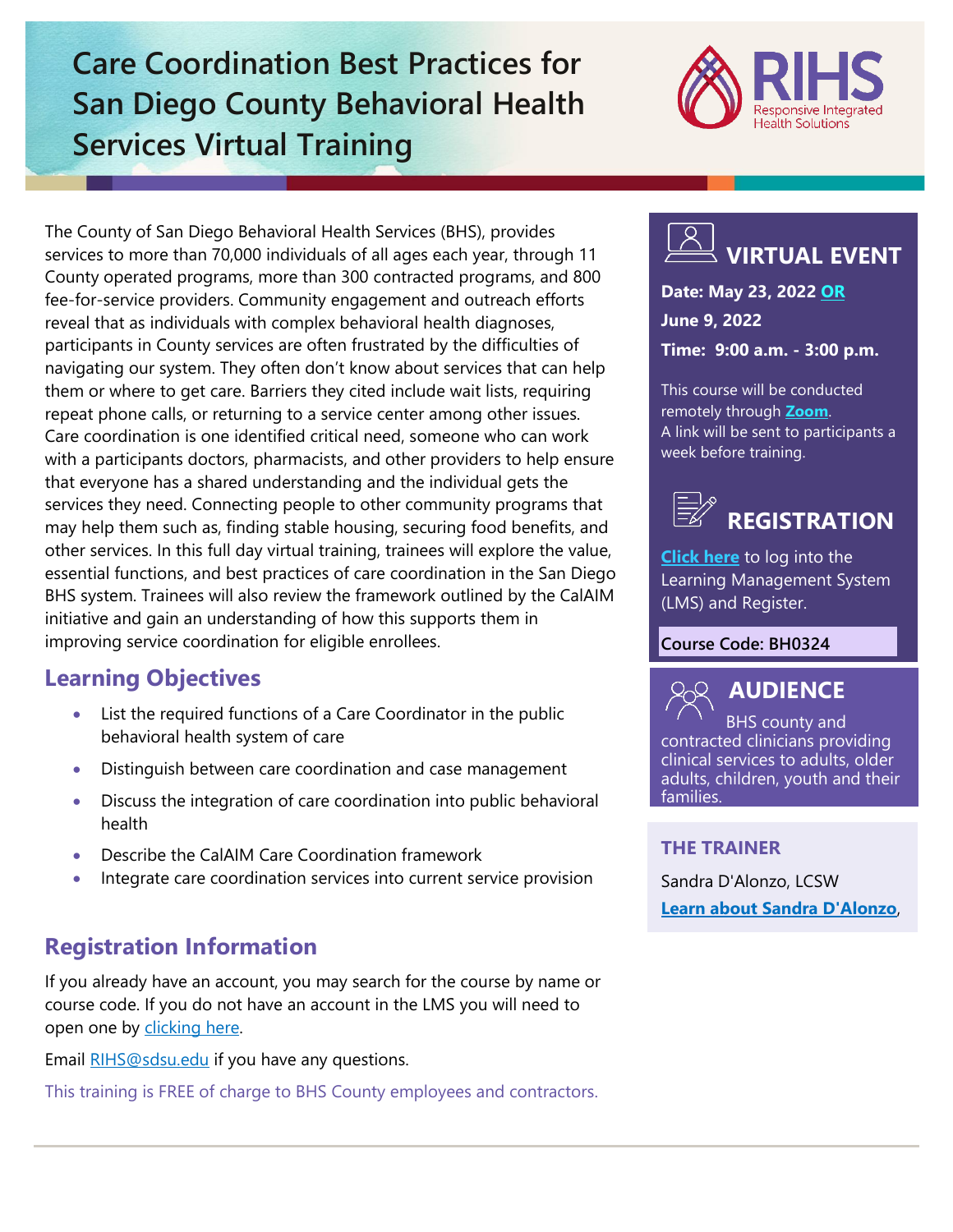# Care Coordination Best Practices for San Diego County Behavioral Health Services Virtual Training

RIHS Responsive Integrated Health Solutions

The County of San Diego Behavioral Health Services (BHS), provides services to more than 70,000 individuals of all ages each year, through 11 County operated programs, more than 300 contracted programs, and 800 fee-for-service providers. Community engagement and outreach efforts reveal that as individuals with complex behavioral health diagnoses, participants in County services are often frustrated by the difficulties of navigating our system. They often don't know about services that can help them or where to get care. Barriers they cited include wait lists, requiring repeat phone calls, or returning to a service center among other issues. Care coordination is one identified critical need, someone who can work with a participants doctors, pharmacists, and other providers to help ensure that everyone has a shared understanding and the individual gets the services they need. Connecting people to other community programs that may help them such as, finding stable housing, securing food benefits, and other services. In this full day virtual training, trainees will explore the value, essential functions, and best practices of care coordination in the San Diego BHS system. Trainees will also review the framework outlined by the CalAIM initiative and gain an understanding of how this supports them in improving service coordination for eligible enrollees.

## Learning Objectives

- List the required functions of a Care Coordinator in the public behavioral health system of care
- Distinguish between care coordination and case management
- Discuss the integration of care coordination into public behavioral health
- Describe the CalAIM Care Coordination framework
- Integrate care coordination services into current service provision

## Registration Information

If you already have an account, you may search for the course by name or course code. If you do not have an account in the LMS you will need to open one by clicking here.

Email RIHS@sdsu.edu if you have any questions.

This training is FREE of charge to BHS County employees and contractors.

## VIRTUAL EVENT

**Date: May 23, 2022 OR June 9, 2022**

**Time: 9:00 a.m. - 3:00 p.m.**

This course will be conducted remotely through **Zoom**.
A link will be sent to participants a week before training.

## REGISTRATION

**Click here** to log into the Learning Management System (LMS) and Register.

**Course Code: BH0324**

## AUDIENCE

BHS county and contracted clinicians providing clinical services to adults, older adults, children, youth and their families.

## THE TRAINER

Sandra D'Alonzo, LCSW

**Learn about Sandra D'Alonzo**,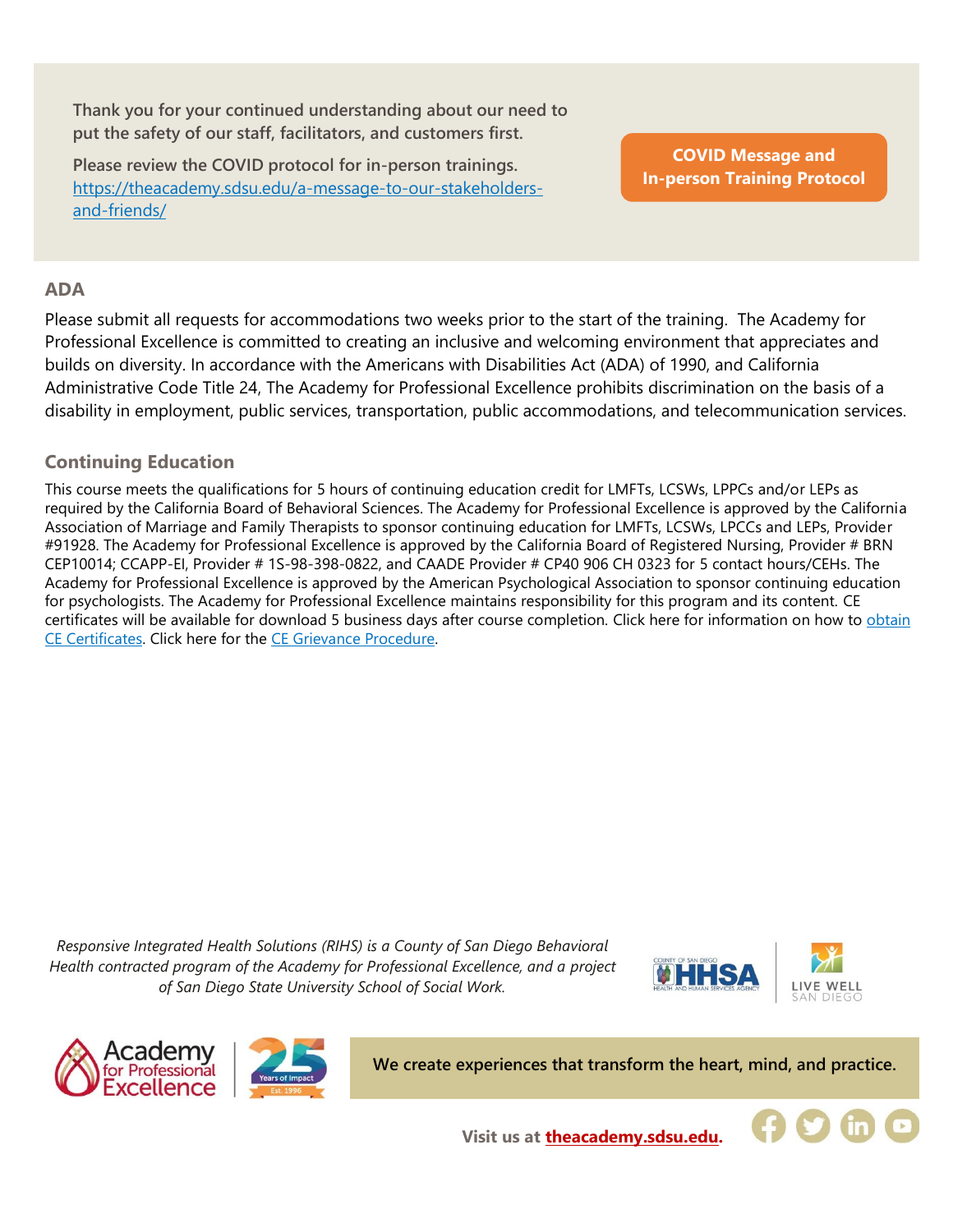Thank you for your continued understanding about our need to put the safety of our staff, facilitators, and customers first.

Please review the COVID protocol for in-person trainings. [https://theacademy.sdsu.edu/a-message-to-our-stakeholders-and-friends/](https://theacademy.sdsu.edu/a-message-to-our-stakeholders-and-friends/)

**COVID Message and In-person Training Protocol**

## ADA

Please submit all requests for accommodations two weeks prior to the start of the training. The Academy for Professional Excellence is committed to creating an inclusive and welcoming environment that appreciates and builds on diversity. In accordance with the Americans with Disabilities Act (ADA) of 1990, and California Administrative Code Title 24, The Academy for Professional Excellence prohibits discrimination on the basis of a disability in employment, public services, transportation, public accommodations, and telecommunication services.

## Continuing Education

This course meets the qualifications for 5 hours of continuing education credit for LMFTs, LCSWs, LPPCs and/or LEPs as required by the California Board of Behavioral Sciences. The Academy for Professional Excellence is approved by the California Association of Marriage and Family Therapists to sponsor continuing education for LMFTs, LCSWs, LPCCs and LEPs, Provider #91928. The Academy for Professional Excellence is approved by the California Board of Registered Nursing, Provider # BRN CEP10014; CCAPP-EI, Provider # 1S-98-398-0822, and CAADE Provider # CP40 906 CH 0323 for 5 contact hours/CEHs. The Academy for Professional Excellence is approved by the American Psychological Association to sponsor continuing education for psychologists. The Academy for Professional Excellence maintains responsibility for this program and its content. CE certificates will be available for download 5 business days after course completion. Click here for information on how to obtain CE Certificates. Click here for the CE Grievance Procedure.

*Responsive Integrated Health Solutions (RIHS) is a County of San Diego Behavioral Health contracted program of the Academy for Professional Excellence, and a project of San Diego State University School of Social Work.*

**We create experiences that transform the heart, mind, and practice.**

**Visit us at theacademy.sdsu.edu.**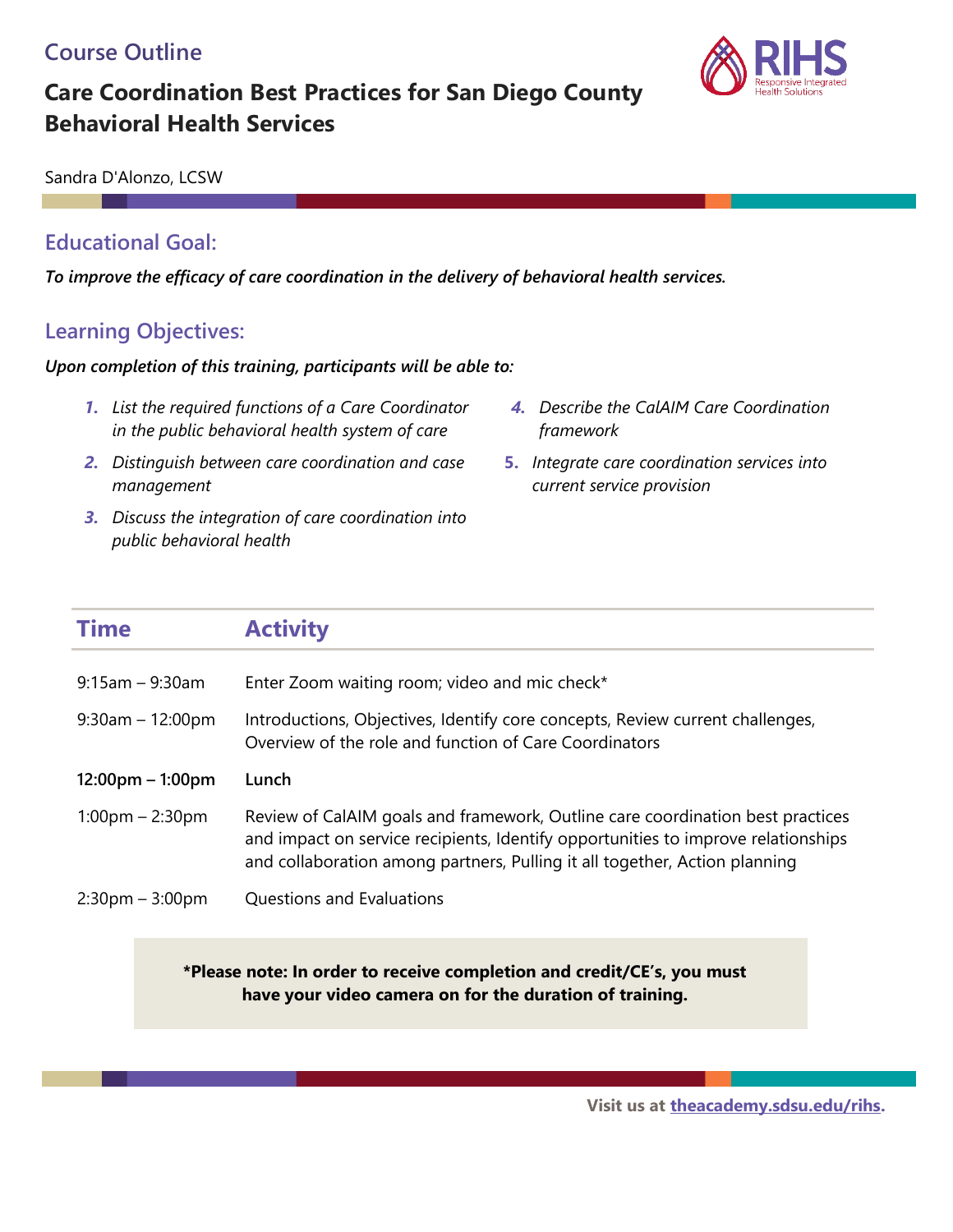## Course Outline

# Care Coordination Best Practices for San Diego County Behavioral Health Services

Sandra D'Alonzo, LCSW

## Educational Goal:

***To improve the efficacy of care coordination in the delivery of behavioral health services.***

## Learning Objectives:

***Upon completion of this training, participants will be able to:***

1. *List the required functions of a Care Coordinator in the public behavioral health system of care*
2. *Distinguish between care coordination and case management*
3. *Discuss the integration of care coordination into public behavioral health*
4. *Describe the CalAIM Care Coordination framework*
5. *Integrate care coordination services into current service provision*

| Time | Activity |
|---|---|
| 9:15am – 9:30am | Enter Zoom waiting room; video and mic check* |
| 9:30am – 12:00pm | Introductions, Objectives, Identify core concepts, Review current challenges, Overview of the role and function of Care Coordinators |
| **12:00pm – 1:00pm** | **Lunch** |
| 1:00pm – 2:30pm | Review of CalAIM goals and framework, Outline care coordination best practices and impact on service recipients, Identify opportunities to improve relationships and collaboration among partners, Pulling it all together, Action planning |
| 2:30pm – 3:00pm | Questions and Evaluations |

**\*Please note: In order to receive completion and credit/CE's, you must have your video camera on for the duration of training.**

**Visit us at [theacademy.sdsu.edu/rihs](theacademy.sdsu.edu/rihs).**